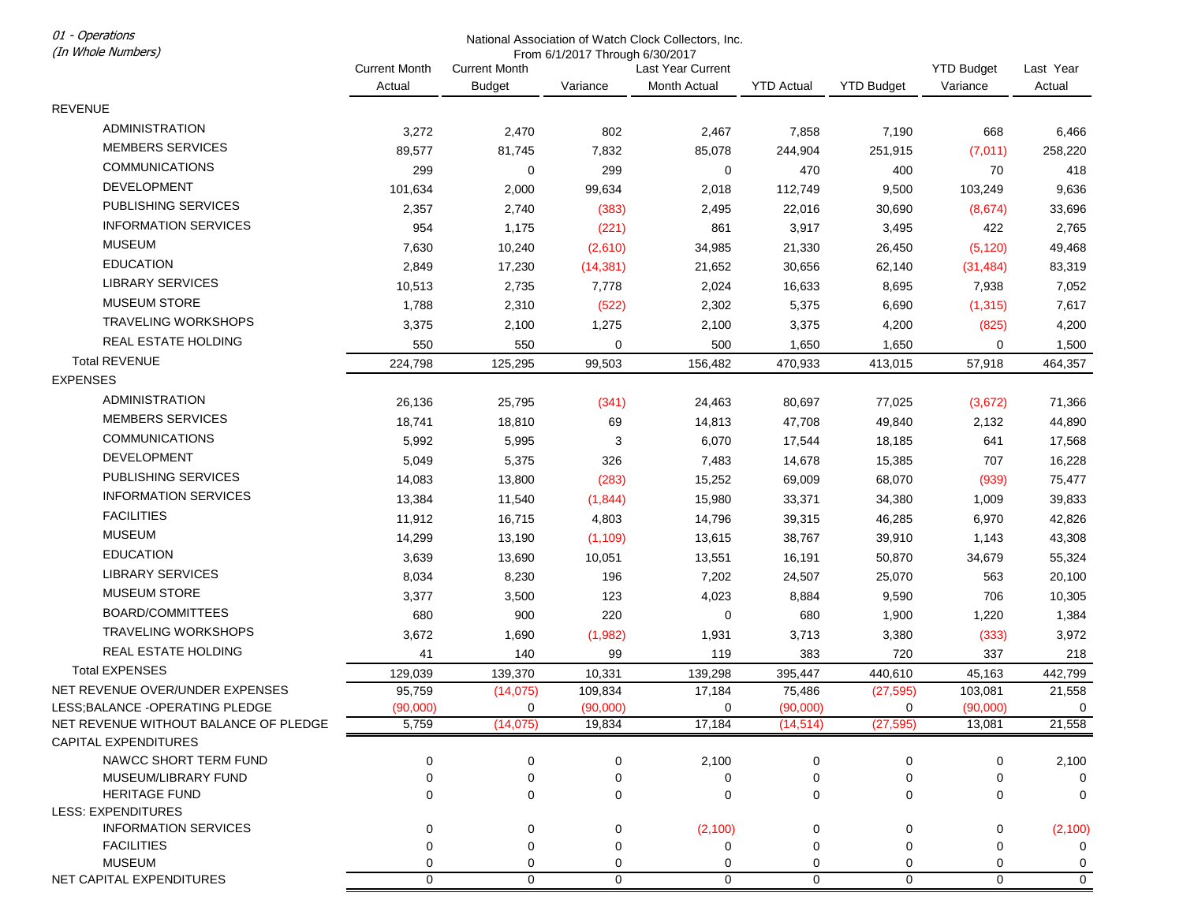*01 - Operations*
*(In Whole Numbers)*

National Association of Watch Clock Collectors, Inc.
From 6/1/2017 Through 6/30/2017

| | Current Month Actual | Current Month Budget | Variance | Last Year Current Month Actual | YTD Actual | YTD Budget | YTD Budget Variance | Last Year Actual |
|---|---|---|---|---|---|---|---|---|
| REVENUE | | | | | | | | |
| ADMINISTRATION | 3,272 | 2,470 | 802 | 2,467 | 7,858 | 7,190 | 668 | 6,466 |
| MEMBERS SERVICES | 89,577 | 81,745 | 7,832 | 85,078 | 244,904 | 251,915 | (7,011) | 258,220 |
| COMMUNICATIONS | 299 | 0 | 299 | 0 | 470 | 400 | 70 | 418 |
| DEVELOPMENT | 101,634 | 2,000 | 99,634 | 2,018 | 112,749 | 9,500 | 103,249 | 9,636 |
| PUBLISHING SERVICES | 2,357 | 2,740 | (383) | 2,495 | 22,016 | 30,690 | (8,674) | 33,696 |
| INFORMATION SERVICES | 954 | 1,175 | (221) | 861 | 3,917 | 3,495 | 422 | 2,765 |
| MUSEUM | 7,630 | 10,240 | (2,610) | 34,985 | 21,330 | 26,450 | (5,120) | 49,468 |
| EDUCATION | 2,849 | 17,230 | (14,381) | 21,652 | 30,656 | 62,140 | (31,484) | 83,319 |
| LIBRARY SERVICES | 10,513 | 2,735 | 7,778 | 2,024 | 16,633 | 8,695 | 7,938 | 7,052 |
| MUSEUM STORE | 1,788 | 2,310 | (522) | 2,302 | 5,375 | 6,690 | (1,315) | 7,617 |
| TRAVELING WORKSHOPS | 3,375 | 2,100 | 1,275 | 2,100 | 3,375 | 4,200 | (825) | 4,200 |
| REAL ESTATE HOLDING | 550 | 550 | 0 | 500 | 1,650 | 1,650 | 0 | 1,500 |
| Total REVENUE | 224,798 | 125,295 | 99,503 | 156,482 | 470,933 | 413,015 | 57,918 | 464,357 |
| EXPENSES | | | | | | | | |
| ADMINISTRATION | 26,136 | 25,795 | (341) | 24,463 | 80,697 | 77,025 | (3,672) | 71,366 |
| MEMBERS SERVICES | 18,741 | 18,810 | 69 | 14,813 | 47,708 | 49,840 | 2,132 | 44,890 |
| COMMUNICATIONS | 5,992 | 5,995 | 3 | 6,070 | 17,544 | 18,185 | 641 | 17,568 |
| DEVELOPMENT | 5,049 | 5,375 | 326 | 7,483 | 14,678 | 15,385 | 707 | 16,228 |
| PUBLISHING SERVICES | 14,083 | 13,800 | (283) | 15,252 | 69,009 | 68,070 | (939) | 75,477 |
| INFORMATION SERVICES | 13,384 | 11,540 | (1,844) | 15,980 | 33,371 | 34,380 | 1,009 | 39,833 |
| FACILITIES | 11,912 | 16,715 | 4,803 | 14,796 | 39,315 | 46,285 | 6,970 | 42,826 |
| MUSEUM | 14,299 | 13,190 | (1,109) | 13,615 | 38,767 | 39,910 | 1,143 | 43,308 |
| EDUCATION | 3,639 | 13,690 | 10,051 | 13,551 | 16,191 | 50,870 | 34,679 | 55,324 |
| LIBRARY SERVICES | 8,034 | 8,230 | 196 | 7,202 | 24,507 | 25,070 | 563 | 20,100 |
| MUSEUM STORE | 3,377 | 3,500 | 123 | 4,023 | 8,884 | 9,590 | 706 | 10,305 |
| BOARD/COMMITTEES | 680 | 900 | 220 | 0 | 680 | 1,900 | 1,220 | 1,384 |
| TRAVELING WORKSHOPS | 3,672 | 1,690 | (1,982) | 1,931 | 3,713 | 3,380 | (333) | 3,972 |
| REAL ESTATE HOLDING | 41 | 140 | 99 | 119 | 383 | 720 | 337 | 218 |
| Total EXPENSES | 129,039 | 139,370 | 10,331 | 139,298 | 395,447 | 440,610 | 45,163 | 442,799 |
| NET REVENUE OVER/UNDER EXPENSES | 95,759 | (14,075) | 109,834 | 17,184 | 75,486 | (27,595) | 103,081 | 21,558 |
| LESS;BALANCE -OPERATING PLEDGE | (90,000) | 0 | (90,000) | 0 | (90,000) | 0 | (90,000) | 0 |
| NET REVENUE WITHOUT BALANCE OF PLEDGE | 5,759 | (14,075) | 19,834 | 17,184 | (14,514) | (27,595) | 13,081 | 21,558 |
| CAPITAL EXPENDITURES | | | | | | | | |
| NAWCC SHORT TERM FUND | 0 | 0 | 0 | 2,100 | 0 | 0 | 0 | 2,100 |
| MUSEUM/LIBRARY FUND | 0 | 0 | 0 | 0 | 0 | 0 | 0 | 0 |
| HERITAGE FUND | 0 | 0 | 0 | 0 | 0 | 0 | 0 | 0 |
| LESS: EXPENDITURES | | | | | | | | |
| INFORMATION SERVICES | 0 | 0 | 0 | (2,100) | 0 | 0 | 0 | (2,100) |
| FACILITIES | 0 | 0 | 0 | 0 | 0 | 0 | 0 | 0 |
| MUSEUM | 0 | 0 | 0 | 0 | 0 | 0 | 0 | 0 |
| NET CAPITAL EXPENDITURES | 0 | 0 | 0 | 0 | 0 | 0 | 0 | 0 |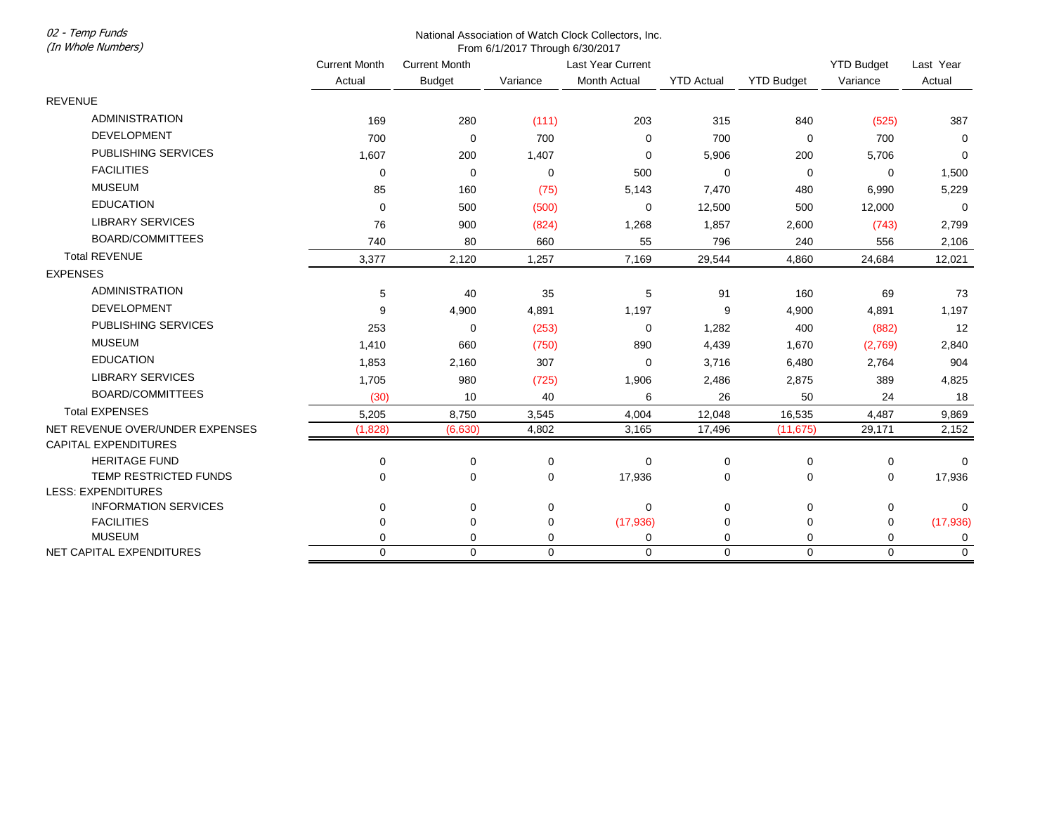*02 - Temp Funds*
*(In Whole Numbers)*

National Association of Watch Clock Collectors, Inc.
From 6/1/2017 Through 6/30/2017

| | Current Month Actual | Current Month Budget | Variance | Last Year Current Month Actual | YTD Actual | YTD Budget | YTD Budget Variance | Last Year Actual |
|---|---|---|---|---|---|---|---|---|
| REVENUE | | | | | | | | |
| ADMINISTRATION | 169 | 280 | (111) | 203 | 315 | 840 | (525) | 387 |
| DEVELOPMENT | 700 | 0 | 700 | 0 | 700 | 0 | 700 | 0 |
| PUBLISHING SERVICES | 1,607 | 200 | 1,407 | 0 | 5,906 | 200 | 5,706 | 0 |
| FACILITIES | 0 | 0 | 0 | 500 | 0 | 0 | 0 | 1,500 |
| MUSEUM | 85 | 160 | (75) | 5,143 | 7,470 | 480 | 6,990 | 5,229 |
| EDUCATION | 0 | 500 | (500) | 0 | 12,500 | 500 | 12,000 | 0 |
| LIBRARY SERVICES | 76 | 900 | (824) | 1,268 | 1,857 | 2,600 | (743) | 2,799 |
| BOARD/COMMITTEES | 740 | 80 | 660 | 55 | 796 | 240 | 556 | 2,106 |
| Total REVENUE | 3,377 | 2,120 | 1,257 | 7,169 | 29,544 | 4,860 | 24,684 | 12,021 |
| EXPENSES | | | | | | | | |
| ADMINISTRATION | 5 | 40 | 35 | 5 | 91 | 160 | 69 | 73 |
| DEVELOPMENT | 9 | 4,900 | 4,891 | 1,197 | 9 | 4,900 | 4,891 | 1,197 |
| PUBLISHING SERVICES | 253 | 0 | (253) | 0 | 1,282 | 400 | (882) | 12 |
| MUSEUM | 1,410 | 660 | (750) | 890 | 4,439 | 1,670 | (2,769) | 2,840 |
| EDUCATION | 1,853 | 2,160 | 307 | 0 | 3,716 | 6,480 | 2,764 | 904 |
| LIBRARY SERVICES | 1,705 | 980 | (725) | 1,906 | 2,486 | 2,875 | 389 | 4,825 |
| BOARD/COMMITTEES | (30) | 10 | 40 | 6 | 26 | 50 | 24 | 18 |
| Total EXPENSES | 5,205 | 8,750 | 3,545 | 4,004 | 12,048 | 16,535 | 4,487 | 9,869 |
| NET REVENUE OVER/UNDER EXPENSES | (1,828) | (6,630) | 4,802 | 3,165 | 17,496 | (11,675) | 29,171 | 2,152 |
| CAPITAL EXPENDITURES | | | | | | | | |
| HERITAGE FUND | 0 | 0 | 0 | 0 | 0 | 0 | 0 | 0 |
| TEMP RESTRICTED FUNDS | 0 | 0 | 0 | 17,936 | 0 | 0 | 0 | 17,936 |
| LESS: EXPENDITURES | | | | | | | | |
| INFORMATION SERVICES | 0 | 0 | 0 | 0 | 0 | 0 | 0 | 0 |
| FACILITIES | 0 | 0 | 0 | (17,936) | 0 | 0 | 0 | (17,936) |
| MUSEUM | 0 | 0 | 0 | 0 | 0 | 0 | 0 | 0 |
| NET CAPITAL EXPENDITURES | 0 | 0 | 0 | 0 | 0 | 0 | 0 | 0 |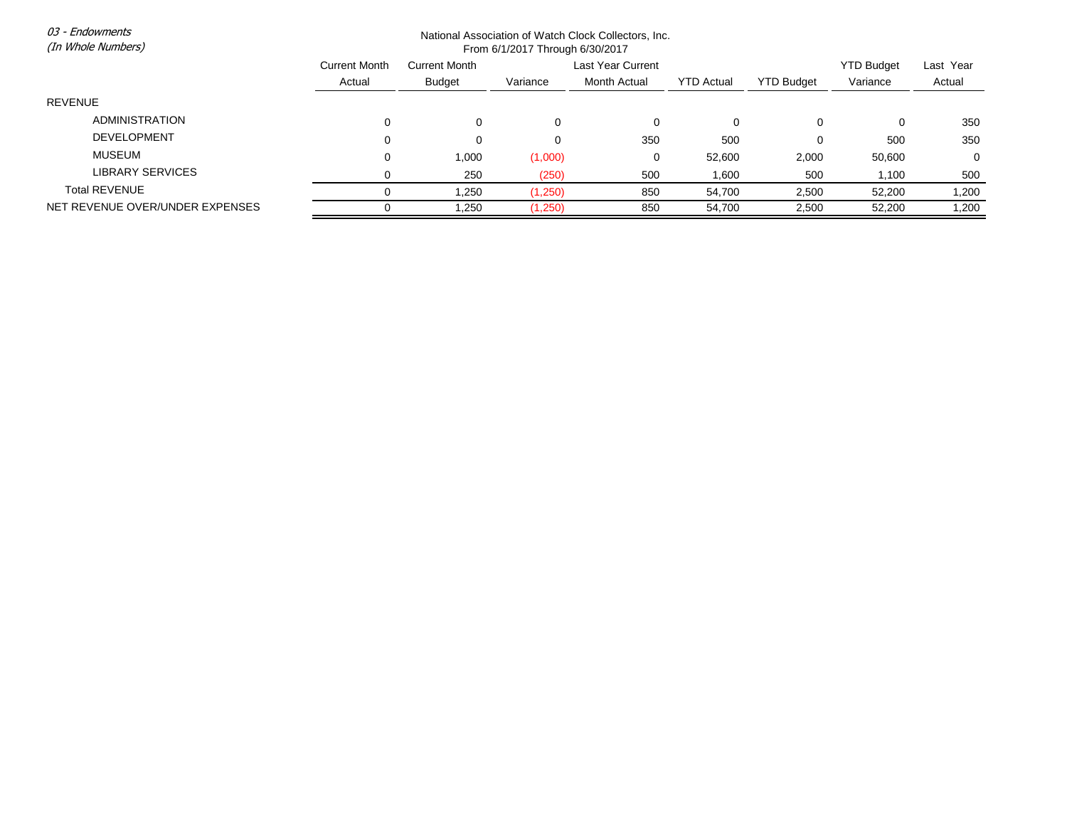*03 - Endowments*
*(In Whole Numbers)*

National Association of Watch Clock Collectors, Inc.
From 6/1/2017 Through 6/30/2017

| | Current Month Actual | Current Month Budget | Variance | Last Year Current Month Actual | YTD Actual | YTD Budget | YTD Budget Variance | Last Year Actual |
|---|---|---|---|---|---|---|---|---|
| REVENUE | | | | | | | | |
| ADMINISTRATION | 0 | 0 | 0 | 0 | 0 | 0 | 0 | 350 |
| DEVELOPMENT | 0 | 0 | 0 | 350 | 500 | 0 | 500 | 350 |
| MUSEUM | 0 | 1,000 | (1,000) | 0 | 52,600 | 2,000 | 50,600 | 0 |
| LIBRARY SERVICES | 0 | 250 | (250) | 500 | 1,600 | 500 | 1,100 | 500 |
| Total REVENUE | 0 | 1,250 | (1,250) | 850 | 54,700 | 2,500 | 52,200 | 1,200 |
| NET REVENUE OVER/UNDER EXPENSES | 0 | 1,250 | (1,250) | 850 | 54,700 | 2,500 | 52,200 | 1,200 |